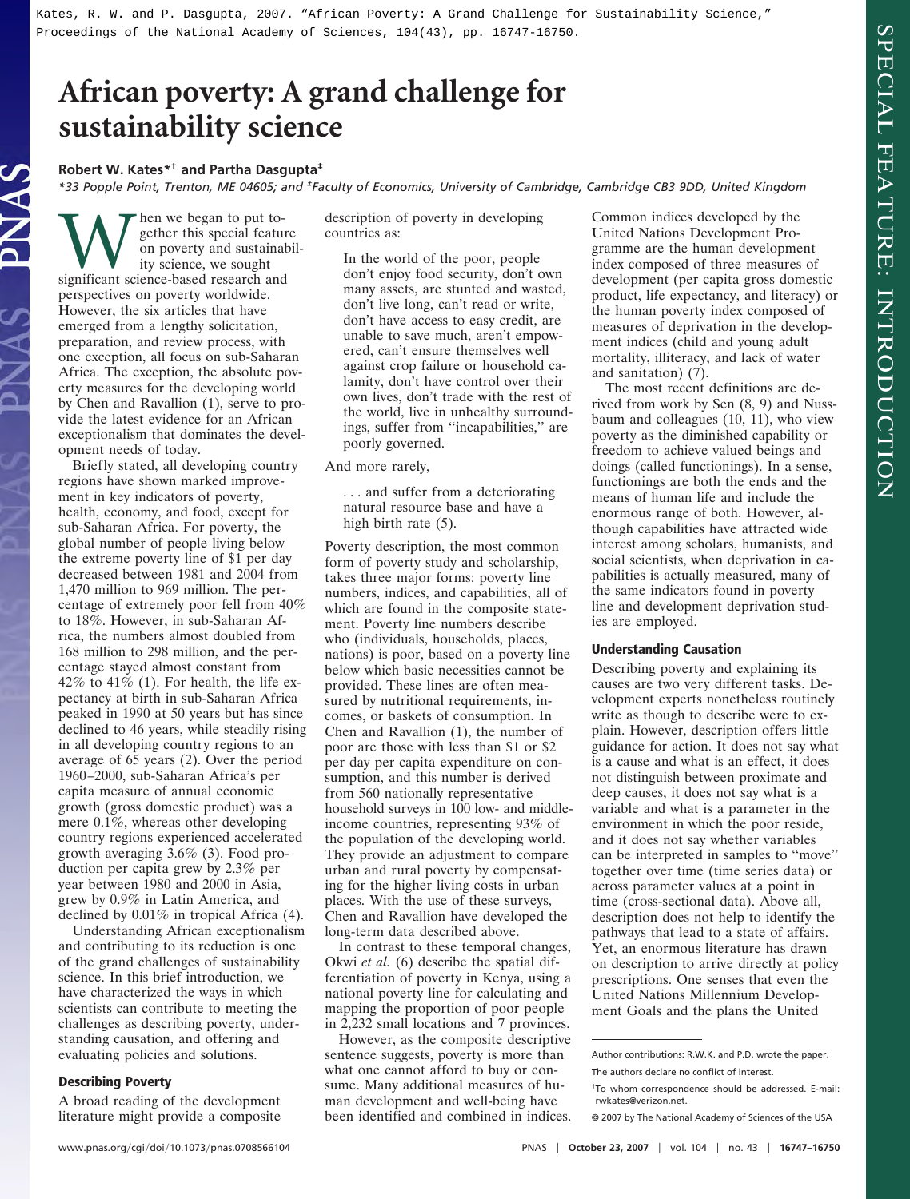Kates, R. W. and P. Dasgupta, 2007. "African Poverty: A Grand Challenge for Sustainability Science," Proceedings of the National Academy of Sciences, 104(43), pp. 16747-16750.

# African poverty: A grand challenge for sustainability science

**Robert W. Kates*† and Partha Dasgupta‡**

*33 Popple Point, Trenton, ME 04605; and ‡Faculty of Economics, University of Cambridge, Cambridge CB3 9DD, United Kingdom

When we began to put together this special feature on poverty and sustainability science, we sought significant science-based research and perspectives on poverty worldwide. However, the six articles that have emerged from a lengthy solicitation, preparation, and review process, with one exception, all focus on sub-Saharan Africa. The exception, the absolute poverty measures for the developing world by Chen and Ravallion (1), serve to provide the latest evidence for an African exceptionalism that dominates the development needs of today.

Briefly stated, all developing country regions have shown marked improvement in key indicators of poverty, health, economy, and food, except for sub-Saharan Africa. For poverty, the global number of people living below the extreme poverty line of $1 per day decreased between 1981 and 2004 from 1,470 million to 969 million. The percentage of extremely poor fell from 40% to 18%. However, in sub-Saharan Africa, the numbers almost doubled from 168 million to 298 million, and the percentage stayed almost constant from 42% to 41% (1). For health, the life expectancy at birth in sub-Saharan Africa peaked in 1990 at 50 years but has since declined to 46 years, while steadily rising in all developing country regions to an average of 65 years (2). Over the period 1960–2000, sub-Saharan Africa's per capita measure of annual economic growth (gross domestic product) was a mere 0.1%, whereas other developing country regions experienced accelerated growth averaging 3.6% (3). Food production per capita grew by 2.3% per year between 1980 and 2000 in Asia, grew by 0.9% in Latin America, and declined by 0.01% in tropical Africa (4).

Understanding African exceptionalism and contributing to its reduction is one of the grand challenges of sustainability science. In this brief introduction, we have characterized the ways in which scientists can contribute to meeting the challenges as describing poverty, understanding causation, and offering and evaluating policies and solutions.

## Describing Poverty

A broad reading of the development literature might provide a composite description of poverty in developing countries as:

> In the world of the poor, people don't enjoy food security, don't own many assets, are stunted and wasted, don't live long, can't read or write, don't have access to easy credit, are unable to save much, aren't empowered, can't ensure themselves well against crop failure or household calamity, don't have control over their own lives, don't trade with the rest of the world, live in unhealthy surroundings, suffer from "incapabilities," are poorly governed.

And more rarely,

> . . . and suffer from a deteriorating natural resource base and have a high birth rate (5).

Poverty description, the most common form of poverty study and scholarship, takes three major forms: poverty line numbers, indices, and capabilities, all of which are found in the composite statement. Poverty line numbers describe who (individuals, households, places, nations) is poor, based on a poverty line below which basic necessities cannot be provided. These lines are often measured by nutritional requirements, incomes, or baskets of consumption. In Chen and Ravallion (1), the number of poor are those with less than $1 or $2 per day per capita expenditure on consumption, and this number is derived from 560 nationally representative household surveys in 100 low- and middle-income countries, representing 93% of the population of the developing world. They provide an adjustment to compare urban and rural poverty by compensating for the higher living costs in urban places. With the use of these surveys, Chen and Ravallion have developed the long-term data described above.

In contrast to these temporal changes, Okwi *et al.* (6) describe the spatial differentiation of poverty in Kenya, using a national poverty line for calculating and mapping the proportion of poor people in 2,232 small locations and 7 provinces.

However, as the composite descriptive sentence suggests, poverty is more than what one cannot afford to buy or consume. Many additional measures of human development and well-being have been identified and combined in indices. Common indices developed by the United Nations Development Programme are the human development index composed of three measures of development (per capita gross domestic product, life expectancy, and literacy) or the human poverty index composed of measures of deprivation in the development indices (child and young adult mortality, illiteracy, and lack of water and sanitation) (7).

The most recent definitions are derived from work by Sen (8, 9) and Nussbaum and colleagues (10, 11), who view poverty as the diminished capability or freedom to achieve valued beings and doings (called functionings). In a sense, functionings are both the ends and the means of human life and include the enormous range of both. However, although capabilities have attracted wide interest among scholars, humanists, and social scientists, when deprivation in capabilities is actually measured, many of the same indicators found in poverty line and development deprivation studies are employed.

## Understanding Causation

Describing poverty and explaining its causes are two very different tasks. Development experts nonetheless routinely write as though to describe were to explain. However, description offers little guidance for action. It does not say what is a cause and what is an effect, it does not distinguish between proximate and deep causes, it does not say what is a variable and what is a parameter in the environment in which the poor reside, and it does not say whether variables can be interpreted in samples to "move" together over time (time series data) or across parameter values at a point in time (cross-sectional data). Above all, description does not help to identify the pathways that lead to a state of affairs. Yet, an enormous literature has drawn on description to arrive directly at policy prescriptions. One senses that even the United Nations Millennium Development Goals and the plans the United

Author contributions: R.W.K. and P.D. wrote the paper.

The authors declare no conflict of interest.

†To whom correspondence should be addressed. E-mail: rwkates@verizon.net.

© 2007 by The National Academy of Sciences of the USA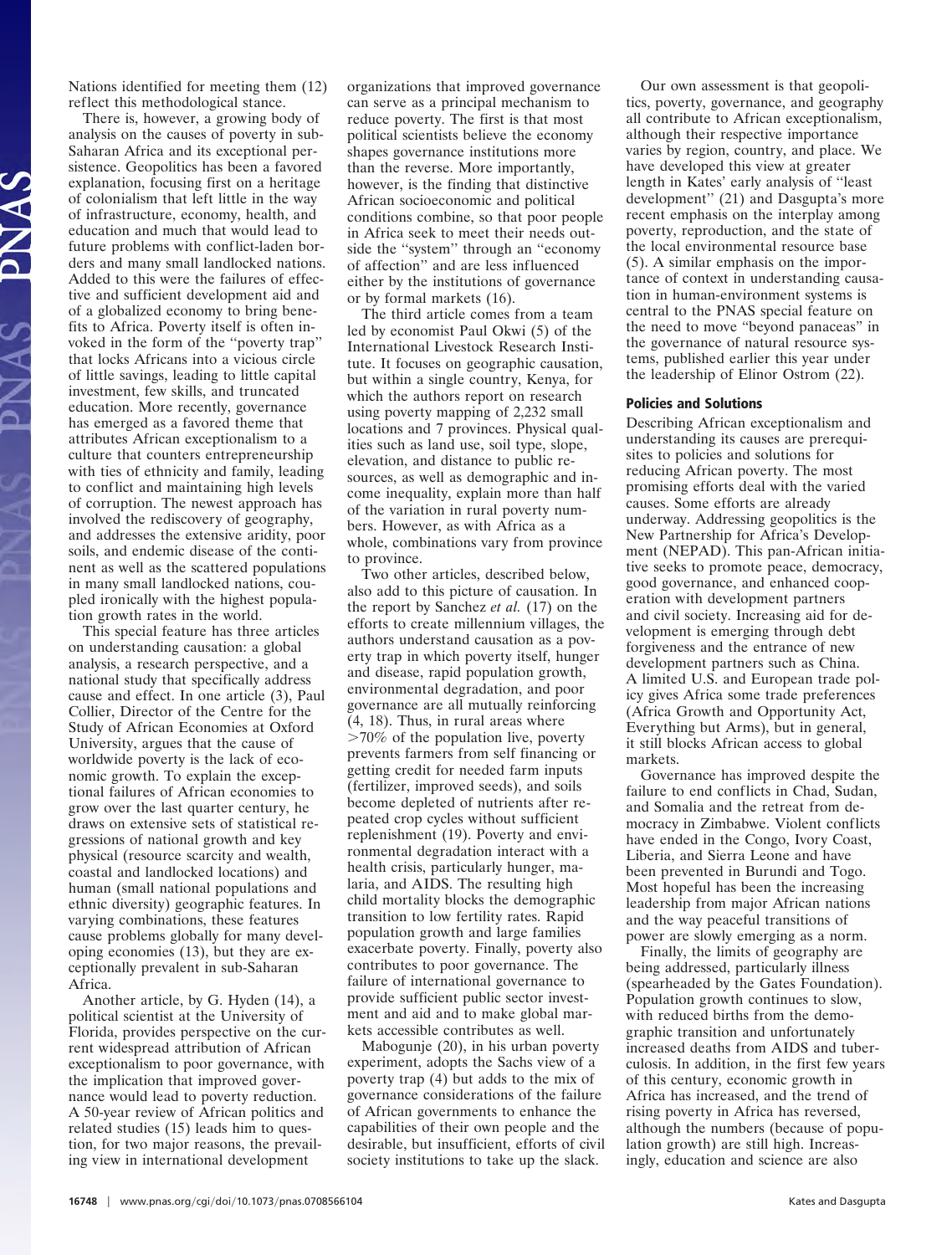Nations identified for meeting them (12) reflect this methodological stance.

There is, however, a growing body of analysis on the causes of poverty in sub-Saharan Africa and its exceptional persistence. Geopolitics has been a favored explanation, focusing first on a heritage of colonialism that left little in the way of infrastructure, economy, health, and education and much that would lead to future problems with conflict-laden borders and many small landlocked nations. Added to this were the failures of effective and sufficient development aid and of a globalized economy to bring benefits to Africa. Poverty itself is often invoked in the form of the "poverty trap" that locks Africans into a vicious circle of little savings, leading to little capital investment, few skills, and truncated education. More recently, governance has emerged as a favored theme that attributes African exceptionalism to a culture that counters entrepreneurship with ties of ethnicity and family, leading to conflict and maintaining high levels of corruption. The newest approach has involved the rediscovery of geography, and addresses the extensive aridity, poor soils, and endemic disease of the continent as well as the scattered populations in many small landlocked nations, coupled ironically with the highest population growth rates in the world.

This special feature has three articles on understanding causation: a global analysis, a research perspective, and a national study that specifically address cause and effect. In one article (3), Paul Collier, Director of the Centre for the Study of African Economies at Oxford University, argues that the cause of worldwide poverty is the lack of economic growth. To explain the exceptional failures of African economies to grow over the last quarter century, he draws on extensive sets of statistical regressions of national growth and key physical (resource scarcity and wealth, coastal and landlocked locations) and human (small national populations and ethnic diversity) geographic features. In varying combinations, these features cause problems globally for many developing economies (13), but they are exceptionally prevalent in sub-Saharan Africa.

Another article, by G. Hyden (14), a political scientist at the University of Florida, provides perspective on the current widespread attribution of African exceptionalism to poor governance, with the implication that improved governance would lead to poverty reduction. A 50-year review of African politics and related studies (15) leads him to question, for two major reasons, the prevailing view in international development organizations that improved governance can serve as a principal mechanism to reduce poverty. The first is that most political scientists believe the economy shapes governance institutions more than the reverse. More importantly, however, is the finding that distinctive African socioeconomic and political conditions combine, so that poor people in Africa seek to meet their needs outside the "system" through an "economy of affection" and are less influenced either by the institutions of governance or by formal markets (16).

The third article comes from a team led by economist Paul Okwi (5) of the International Livestock Research Institute. It focuses on geographic causation, but within a single country, Kenya, for which the authors report on research using poverty mapping of 2,232 small locations and 7 provinces. Physical qualities such as land use, soil type, slope, elevation, and distance to public resources, as well as demographic and income inequality, explain more than half of the variation in rural poverty numbers. However, as with Africa as a whole, combinations vary from province to province.

Two other articles, described below, also add to this picture of causation. In the report by Sanchez *et al.* (17) on the efforts to create millennium villages, the authors understand causation as a poverty trap in which poverty itself, hunger and disease, rapid population growth, environmental degradation, and poor governance are all mutually reinforcing (4, 18). Thus, in rural areas where >70% of the population live, poverty prevents farmers from self financing or getting credit for needed farm inputs (fertilizer, improved seeds), and soils become depleted of nutrients after repeated crop cycles without sufficient replenishment (19). Poverty and environmental degradation interact with a health crisis, particularly hunger, malaria, and AIDS. The resulting high child mortality blocks the demographic transition to low fertility rates. Rapid population growth and large families exacerbate poverty. Finally, poverty also contributes to poor governance. The failure of international governance to provide sufficient public sector investment and aid and to make global markets accessible contributes as well.

Mabogunje (20), in his urban poverty experiment, adopts the Sachs view of a poverty trap (4) but adds to the mix of governance considerations of the failure of African governments to enhance the capabilities of their own people and the desirable, but insufficient, efforts of civil society institutions to take up the slack.

Our own assessment is that geopolitics, poverty, governance, and geography all contribute to African exceptionalism, although their respective importance varies by region, country, and place. We have developed this view at greater length in Kates' early analysis of "least development" (21) and Dasgupta's more recent emphasis on the interplay among poverty, reproduction, and the state of the local environmental resource base (5). A similar emphasis on the importance of context in understanding causation in human-environment systems is central to the PNAS special feature on the need to move "beyond panaceas" in the governance of natural resource systems, published earlier this year under the leadership of Elinor Ostrom (22).

## Policies and Solutions

Describing African exceptionalism and understanding its causes are prerequisites to policies and solutions for reducing African poverty. The most promising efforts deal with the varied causes. Some efforts are already underway. Addressing geopolitics is the New Partnership for Africa's Development (NEPAD). This pan-African initiative seeks to promote peace, democracy, good governance, and enhanced cooperation with development partners and civil society. Increasing aid for development is emerging through debt forgiveness and the entrance of new development partners such as China. A limited U.S. and European trade policy gives Africa some trade preferences (Africa Growth and Opportunity Act, Everything but Arms), but in general, it still blocks African access to global markets.

Governance has improved despite the failure to end conflicts in Chad, Sudan, and Somalia and the retreat from democracy in Zimbabwe. Violent conflicts have ended in the Congo, Ivory Coast, Liberia, and Sierra Leone and have been prevented in Burundi and Togo. Most hopeful has been the increasing leadership from major African nations and the way peaceful transitions of power are slowly emerging as a norm.

Finally, the limits of geography are being addressed, particularly illness (spearheaded by the Gates Foundation). Population growth continues to slow, with reduced births from the demographic transition and unfortunately increased deaths from AIDS and tuberculosis. In addition, in the first few years of this century, economic growth in Africa has increased, and the trend of rising poverty in Africa has reversed, although the numbers (because of population growth) are still high. Increasingly, education and science are also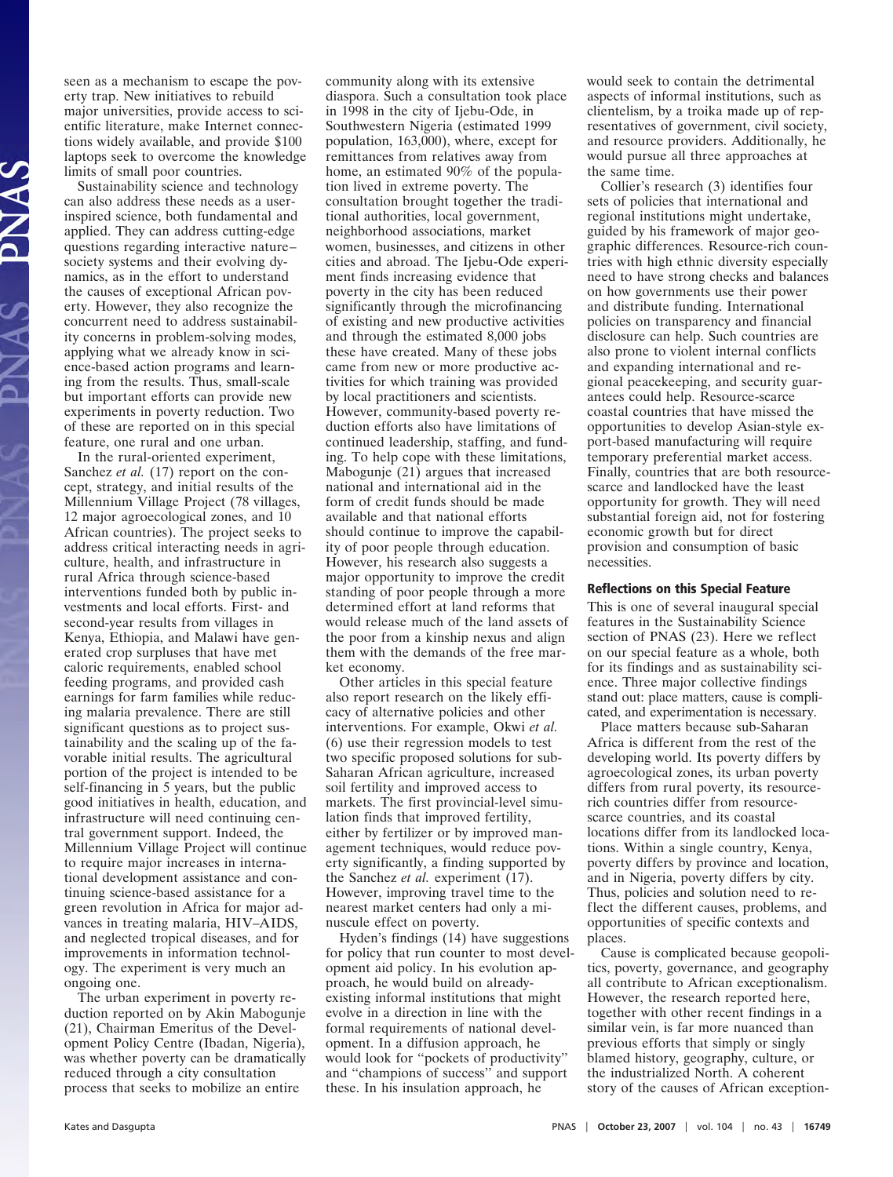seen as a mechanism to escape the poverty trap. New initiatives to rebuild major universities, provide access to scientific literature, make Internet connections widely available, and provide $100 laptops seek to overcome the knowledge limits of small poor countries.

Sustainability science and technology can also address these needs as a user-inspired science, both fundamental and applied. They can address cutting-edge questions regarding interactive nature–society systems and their evolving dynamics, as in the effort to understand the causes of exceptional African poverty. However, they also recognize the concurrent need to address sustainability concerns in problem-solving modes, applying what we already know in science-based action programs and learning from the results. Thus, small-scale but important efforts can provide new experiments in poverty reduction. Two of these are reported on in this special feature, one rural and one urban.

In the rural-oriented experiment, Sanchez *et al.* (17) report on the concept, strategy, and initial results of the Millennium Village Project (78 villages, 12 major agroecological zones, and 10 African countries). The project seeks to address critical interacting needs in agriculture, health, and infrastructure in rural Africa through science-based interventions funded both by public investments and local efforts. First- and second-year results from villages in Kenya, Ethiopia, and Malawi have generated crop surpluses that have met caloric requirements, enabled school feeding programs, and provided cash earnings for farm families while reducing malaria prevalence. There are still significant questions as to project sustainability and the scaling up of the favorable initial results. The agricultural portion of the project is intended to be self-financing in 5 years, but the public good initiatives in health, education, and infrastructure will need continuing central government support. Indeed, the Millennium Village Project will continue to require major increases in international development assistance and continuing science-based assistance for a green revolution in Africa for major advances in treating malaria, HIV–AIDS, and neglected tropical diseases, and for improvements in information technology. The experiment is very much an ongoing one.

The urban experiment in poverty reduction reported on by Akin Mabogunje (21), Chairman Emeritus of the Development Policy Centre (Ibadan, Nigeria), was whether poverty can be dramatically reduced through a city consultation process that seeks to mobilize an entire community along with its extensive diaspora. Such a consultation took place in 1998 in the city of Ijebu-Ode, in Southwestern Nigeria (estimated 1999 population, 163,000), where, except for remittances from relatives away from home, an estimated 90% of the population lived in extreme poverty. The consultation brought together the traditional authorities, local government, neighborhood associations, market women, businesses, and citizens in other cities and abroad. The Ijebu-Ode experiment finds increasing evidence that poverty in the city has been reduced significantly through the microfinancing of existing and new productive activities and through the estimated 8,000 jobs these have created. Many of these jobs came from new or more productive activities for which training was provided by local practitioners and scientists. However, community-based poverty reduction efforts also have limitations of continued leadership, staffing, and funding. To help cope with these limitations, Mabogunje (21) argues that increased national and international aid in the form of credit funds should be made available and that national efforts should continue to improve the capability of poor people through education. However, his research also suggests a major opportunity to improve the credit standing of poor people through a more determined effort at land reforms that would release much of the land assets of the poor from a kinship nexus and align them with the demands of the free market economy.

Other articles in this special feature also report research on the likely efficacy of alternative policies and other interventions. For example, Okwi *et al.* (6) use their regression models to test two specific proposed solutions for sub-Saharan African agriculture, increased soil fertility and improved access to markets. The first provincial-level simulation finds that improved fertility, either by fertilizer or by improved management techniques, would reduce poverty significantly, a finding supported by the Sanchez *et al.* experiment (17). However, improving travel time to the nearest market centers had only a minuscule effect on poverty.

Hyden's findings (14) have suggestions for policy that run counter to most development aid policy. In his evolution approach, he would build on already-existing informal institutions that might evolve in a direction in line with the formal requirements of national development. In a diffusion approach, he would look for "pockets of productivity" and "champions of success" and support these. In his insulation approach, he would seek to contain the detrimental aspects of informal institutions, such as clientelism, by a troika made up of representatives of government, civil society, and resource providers. Additionally, he would pursue all three approaches at the same time.

Collier's research (3) identifies four sets of policies that international and regional institutions might undertake, guided by his framework of major geographic differences. Resource-rich countries with high ethnic diversity especially need to have strong checks and balances on how governments use their power and distribute funding. International policies on transparency and financial disclosure can help. Such countries are also prone to violent internal conflicts and expanding international and regional peacekeeping, and security guarantees could help. Resource-scarce coastal countries that have missed the opportunities to develop Asian-style export-based manufacturing will require temporary preferential market access. Finally, countries that are both resource-scarce and landlocked have the least opportunity for growth. They will need substantial foreign aid, not for fostering economic growth but for direct provision and consumption of basic necessities.

### Reflections on this Special Feature

This is one of several inaugural special features in the Sustainability Science section of PNAS (23). Here we reflect on our special feature as a whole, both for its findings and as sustainability science. Three major collective findings stand out: place matters, cause is complicated, and experimentation is necessary.

Place matters because sub-Saharan Africa is different from the rest of the developing world. Its poverty differs by agroecological zones, its urban poverty differs from rural poverty, its resource-rich countries differ from resource-scarce countries, and its coastal locations differ from its landlocked locations. Within a single country, Kenya, poverty differs by province and location, and in Nigeria, poverty differs by city. Thus, policies and solution need to reflect the different causes, problems, and opportunities of specific contexts and places.

Cause is complicated because geopolitics, poverty, governance, and geography all contribute to African exceptionalism. However, the research reported here, together with other recent findings in a similar vein, is far more nuanced than previous efforts that simply or singly blamed history, geography, culture, or the industrialized North. A coherent story of the causes of African exception-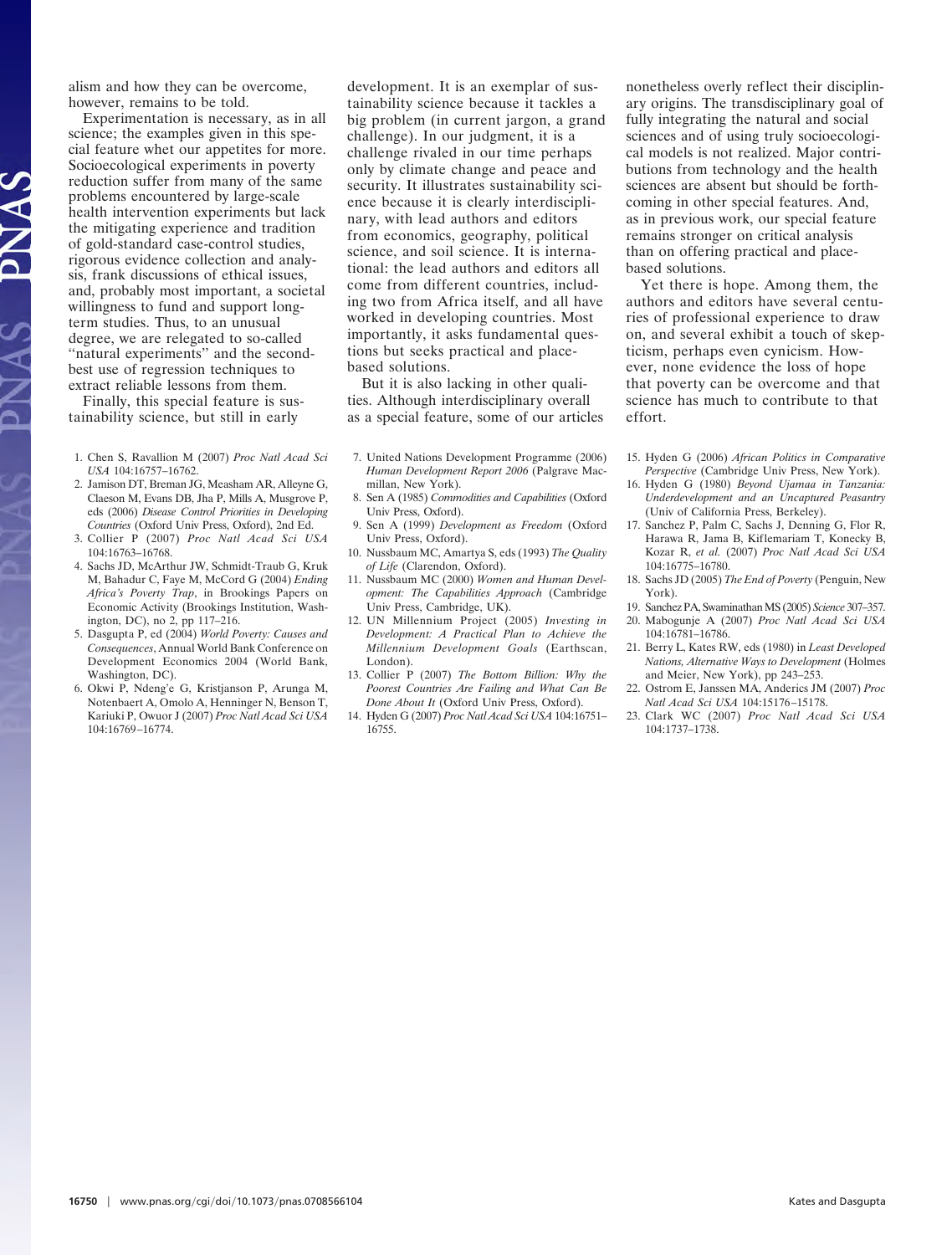alism and how they can be overcome, however, remains to be told.

Experimentation is necessary, as in all science; the examples given in this special feature whet our appetites for more. Socioecological experiments in poverty reduction suffer from many of the same problems encountered by large-scale health intervention experiments but lack the mitigating experience and tradition of gold-standard case-control studies, rigorous evidence collection and analysis, frank discussions of ethical issues, and, probably most important, a societal willingness to fund and support long-term studies. Thus, to an unusual degree, we are relegated to so-called "natural experiments" and the second-best use of regression techniques to extract reliable lessons from them.

Finally, this special feature is sustainability science, but still in early development. It is an exemplar of sustainability science because it tackles a big problem (in current jargon, a grand challenge). In our judgment, it is a challenge rivaled in our time perhaps only by climate change and peace and security. It illustrates sustainability science because it is clearly interdisciplinary, with lead authors and editors from economics, geography, political science, and soil science. It is international: the lead authors and editors all come from different countries, including two from Africa itself, and all have worked in developing countries. Most importantly, it asks fundamental questions but seeks practical and place-based solutions.

But it is also lacking in other qualities. Although interdisciplinary overall as a special feature, some of our articles nonetheless overly reflect their disciplinary origins. The transdisciplinary goal of fully integrating the natural and social sciences and of using truly socioecological models is not realized. Major contributions from technology and the health sciences are absent but should be forthcoming in other special features. And, as in previous work, our special feature remains stronger on critical analysis than on offering practical and place-based solutions.

Yet there is hope. Among them, the authors and editors have several centuries of professional experience to draw on, and several exhibit a touch of skepticism, perhaps even cynicism. However, none evidence the loss of hope that poverty can be overcome and that science has much to contribute to that effort.

1. Chen S, Ravallion M (2007) *Proc Natl Acad Sci USA* 104:16757–16762.
2. Jamison DT, Breman JG, Measham AR, Alleyne G, Claeson M, Evans DB, Jha P, Mills A, Musgrove P, eds (2006) *Disease Control Priorities in Developing Countries* (Oxford Univ Press, Oxford), 2nd Ed.
3. Collier P (2007) *Proc Natl Acad Sci USA* 104:16763–16768.
4. Sachs JD, McArthur JW, Schmidt-Traub G, Kruk M, Bahadur C, Faye M, McCord G (2004) *Ending Africa's Poverty Trap*, in Brookings Papers on Economic Activity (Brookings Institution, Washington, DC), no 2, pp 117–216.
5. Dasgupta P, ed (2004) *World Poverty: Causes and Consequences*, Annual World Bank Conference on Development Economics 2004 (World Bank, Washington, DC).
6. Okwi P, Ndeng'e G, Kristjanson P, Arunga M, Notenbaert A, Omolo A, Henninger N, Benson T, Kariuki P, Owuor J (2007) *Proc Natl Acad Sci USA* 104:16769–16774.
7. United Nations Development Programme (2006) *Human Development Report 2006* (Palgrave Macmillan, New York).
8. Sen A (1985) *Commodities and Capabilities* (Oxford Univ Press, Oxford).
9. Sen A (1999) *Development as Freedom* (Oxford Univ Press, Oxford).
10. Nussbaum MC, Amartya S, eds (1993) *The Quality of Life* (Clarendon, Oxford).
11. Nussbaum MC (2000) *Women and Human Development: The Capabilities Approach* (Cambridge Univ Press, Cambridge, UK).
12. UN Millennium Project (2005) *Investing in Development: A Practical Plan to Achieve the Millennium Development Goals* (Earthscan, London).
13. Collier P (2007) *The Bottom Billion: Why the Poorest Countries Are Failing and What Can Be Done About It* (Oxford Univ Press, Oxford).
14. Hyden G (2007) *Proc Natl Acad Sci USA* 104:16751–16755.
15. Hyden G (2006) *African Politics in Comparative Perspective* (Cambridge Univ Press, New York).
16. Hyden G (1980) *Beyond Ujamaa in Tanzania: Underdevelopment and an Uncaptured Peasantry* (Univ of California Press, Berkeley).
17. Sanchez P, Palm C, Sachs J, Denning G, Flor R, Harawa R, Jama B, Kiflemariam T, Konecky B, Kozar R, *et al.* (2007) *Proc Natl Acad Sci USA* 104:16775–16780.
18. Sachs JD (2005) *The End of Poverty* (Penguin, New York).
19. Sanchez PA, Swaminathan MS (2005) *Science* 307–357.
20. Mabogunje A (2007) *Proc Natl Acad Sci USA* 104:16781–16786.
21. Berry L, Kates RW, eds (1980) in *Least Developed Nations, Alternative Ways to Development* (Holmes and Meier, New York), pp 243–253.
22. Ostrom E, Janssen MA, Anderics JM (2007) *Proc Natl Acad Sci USA* 104:15176–15178.
23. Clark WC (2007) *Proc Natl Acad Sci USA* 104:1737–1738.